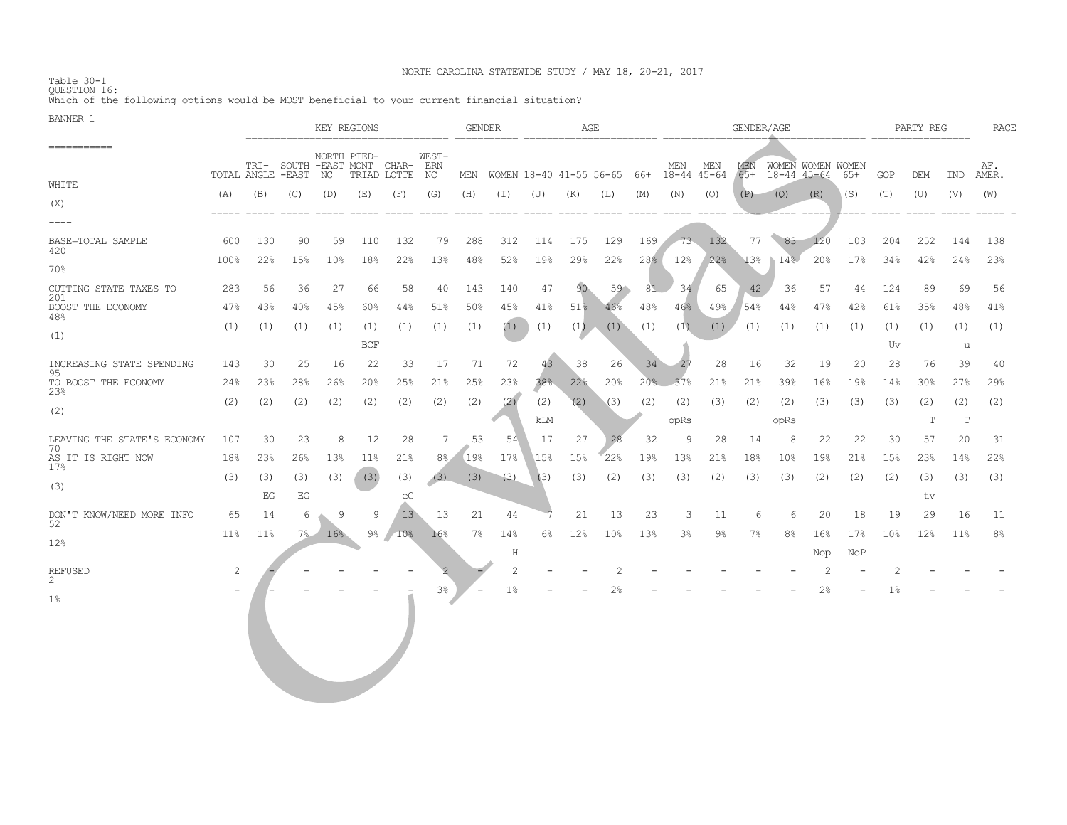NORTH CAROLINA STATEWIDE STUDY / MAY 18, 20-21, 2017

Table 30-1
QUESTION 16:
Which of the following options would be MOST beneficial to your current financial situation?

BANNER 1

| | TOTAL | TRI-ANGLE | SOUTH-EAST | NORTH-EAST NC | PIED-MONT TRIAD | CHAR-LOTTE | WEST-ERN NC | MEN | WOMEN | 18-40 | 41-55 | 56-65 | 66+ | MEN 18-44 | MEN 45-64 | MEN 65+ | WOMEN 18-44 | WOMEN 45-64 | WOMEN 65+ | GOP | DEM | IND | AF. AMER. | WHITE |
|---|---|---|---|---|---|---|---|---|---|---|---|---|---|---|---|---|---|---|---|---|---|---|---|---|
| | | KEY REGIONS | | | | | | GENDER | | AGE | | | | GENDER/AGE | | | | | | PARTY REG | | | RACE | |
| | (A) | (B) | (C) | (D) | (E) | (F) | (G) | (H) | (I) | (J) | (K) | (L) | (M) | (N) | (O) | (P) | (Q) | (R) | (S) | (T) | (U) | (V) | (W) | (X) |
| BASE=TOTAL SAMPLE | 600 | 130 | 90 | 59 | 110 | 132 | 79 | 288 | 312 | 114 | 175 | 129 | 169 | 73 | 132 | 77 | 83 | 120 | 103 | 204 | 252 | 144 | 138 | 420 |
| | 100% | 22% | 15% | 10% | 18% | 22% | 13% | 48% | 52% | 19% | 29% | 22% | 28% | 12% | 22% | 13% | 14% | 20% | 17% | 34% | 42% | 24% | 23% | 70% |
| CUTTING STATE TAXES TO BOOST THE ECONOMY | 283 | 56 | 36 | 27 | 66 | 58 | 40 | 143 | 140 | 47 | 90 | 59 | 81 | 34 | 65 | 42 | 36 | 57 | 44 | 124 | 89 | 69 | 56 | 201 |
| | 47% | 43% | 40% | 45% | 60% | 44% | 51% | 50% | 45% | 41% | 51% | 46% | 48% | 46% | 49% | 54% | 44% | 47% | 42% | 61% | 35% | 48% | 41% | 48% |
| | (1) | (1) | (1) | (1) | (1) | (1) | (1) | (1) | (1) | (1) | (1) | (1) | (1) | (1) | (1) | (1) | (1) | (1) | (1) | (1) | (1) | (1) | (1) | (1) |
| | | | | | BCF | | | | | | | | | | | | | | | Uv | | u | | |
| INCREASING STATE SPENDING TO BOOST THE ECONOMY | 143 | 30 | 25 | 16 | 22 | 33 | 17 | 71 | 72 | 43 | 38 | 26 | 34 | 27 | 28 | 16 | 32 | 19 | 20 | 28 | 76 | 39 | 40 | 95 |
| | 24% | 23% | 28% | 26% | 20% | 25% | 21% | 25% | 23% | 38% | 22% | 20% | 20% | 37% | 21% | 21% | 39% | 16% | 19% | 14% | 30% | 27% | 29% | 23% |
| | (2) | (2) | (2) | (2) | (2) | (2) | (2) | (2) | (2) | (2) | (2) | (3) | (2) | (2) | (3) | (2) | (2) | (3) | (3) | (3) | (2) | (2) | (2) | (2) |
| | | | | | | | | | | kLM | | | | opRs | | | opRs | | | | T | T | | |
| LEAVING THE STATE'S ECONOMY AS IT IS RIGHT NOW | 107 | 30 | 23 | 8 | 12 | 28 | 7 | 53 | 54 | 17 | 27 | 28 | 32 | 9 | 28 | 14 | 8 | 22 | 22 | 30 | 57 | 20 | 31 | 70 |
| | 18% | 23% | 26% | 13% | 11% | 21% | 8% | 19% | 17% | 15% | 15% | 22% | 19% | 13% | 21% | 18% | 10% | 19% | 21% | 15% | 23% | 14% | 22% | 17% |
| | (3) | (3) | (3) | (3) | (3) | (3) | (3) | (3) | (3) | (3) | (3) | (2) | (3) | (3) | (2) | (3) | (3) | (2) | (2) | (2) | (3) | (3) | (3) | (3) |
| | | EG | EG | | | eG | | | | | | | | | | | | | | | tv | | | |
| DON'T KNOW/NEED MORE INFO | 65 | 14 | 6 | 9 | 9 | 13 | 13 | 21 | 44 | 7 | 21 | 13 | 23 | 3 | 11 | 6 | 6 | 20 | 18 | 19 | 29 | 16 | 11 | 52 |
| | 11% | 11% | 7% | 16% | 9% | 10% | 16% | 7% | 14% | 6% | 12% | 10% | 13% | 3% | 9% | 7% | 8% | 16% | 17% | 10% | 12% | 11% | 8% | 12% |
| | | | | | | | | | H | | | | | | | | | Nop | NoP | | | | | |
| REFUSED | 2 | - | - | - | - | - | 2 | - | 2 | - | - | 2 | - | - | - | - | - | 2 | - | 2 | - | - | - | 2 |
| | - | - | - | - | - | - | 3% | - | 1% | - | - | 2% | - | - | - | - | - | 2% | - | 1% | - | - | - | 1% |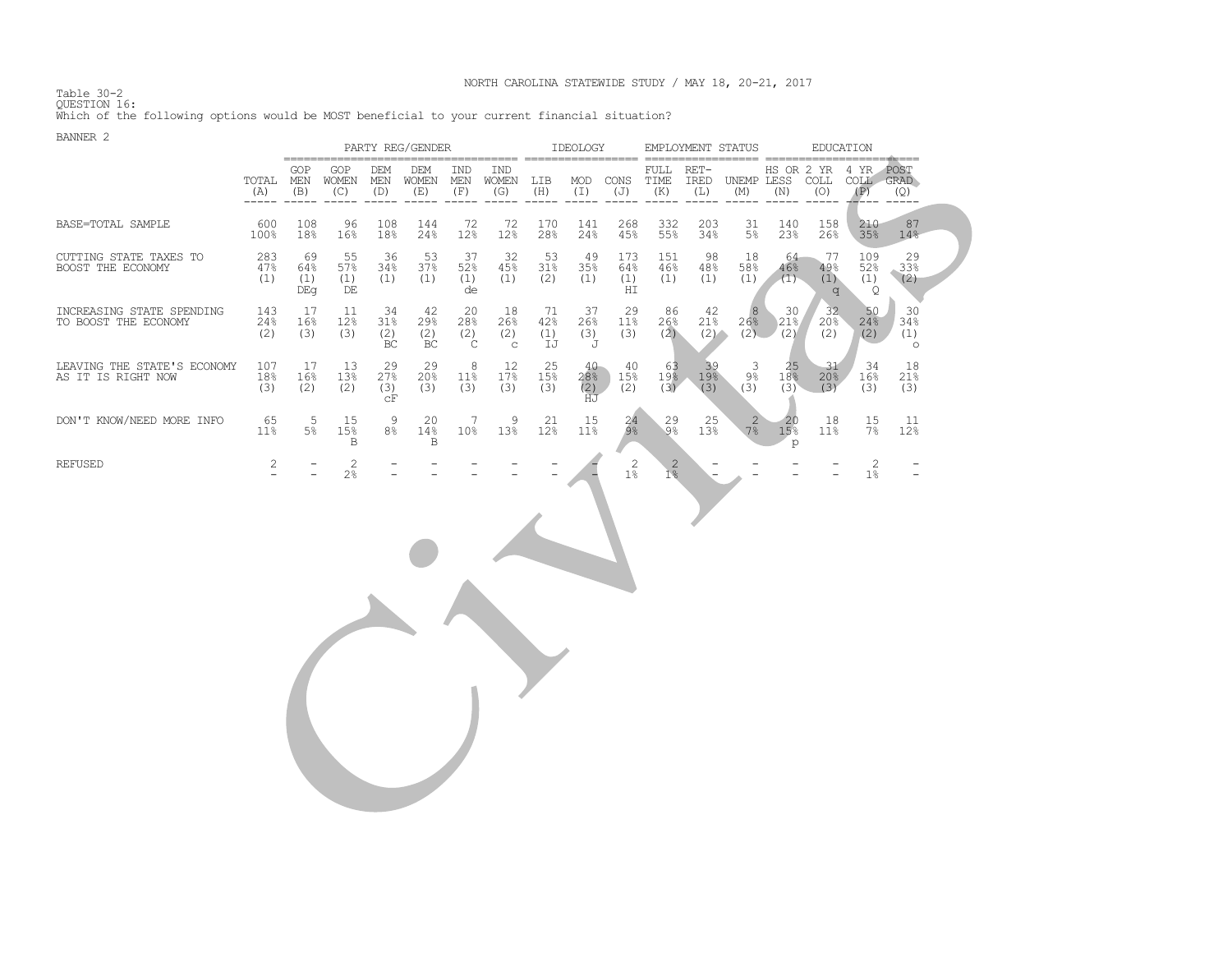Table 30-2
QUESTION 16:
Which of the following options would be MOST beneficial to your current financial situation?

BANNER 2

| | | PARTY REG/GENDER | | | | | | IDEOLOGY | | | EMPLOYMENT STATUS | | | EDUCATION | | | |
|---|---|---|---|---|---|---|---|---|---|---|---|---|---|---|---|---|---|
| | TOTAL (A) | GOP MEN (B) | GOP WOMEN (C) | DEM MEN (D) | DEM WOMEN (E) | IND MEN (F) | IND WOMEN (G) | LIB (H) | MOD (I) | CONS (J) | FULL TIME (K) | RET-IRED (L) | UNEMP (M) | HS OR LESS (N) | 2 YR COLL (O) | 4 YR COLL (P) | POST GRAD (Q) |
| BASE=TOTAL SAMPLE | 600 100% | 108 18% | 96 16% | 108 18% | 144 24% | 72 12% | 72 12% | 170 28% | 141 24% | 268 45% | 332 55% | 203 34% | 31 5% | 140 23% | 158 26% | 210 35% | 87 14% |
| CUTTING STATE TAXES TO BOOST THE ECONOMY | 283 47% (1) | 69 64% (1) DEg | 55 57% (1) DE | 36 34% (1) | 53 37% (1) | 37 52% (1) de | 32 45% (1) | 53 31% (2) | 49 35% (1) | 173 64% (1) HI | 151 46% (1) | 98 48% (1) | 18 58% (1) | 64 46% (1) | 77 49% (1) q | 109 52% (1) Q | 29 33% (2) |
| INCREASING STATE SPENDING TO BOOST THE ECONOMY | 143 24% (2) | 17 16% (3) | 11 12% (3) | 34 31% (2) BC | 42 29% (2) BC | 20 28% (2) C | 18 26% (2) c | 71 42% (1) IJ | 37 26% (3) J | 29 11% (3) | 86 26% (2) | 42 21% (2) | 8 26% (2) | 30 21% (2) | 32 20% (2) | 50 24% (2) | 30 34% (1) o |
| LEAVING THE STATE'S ECONOMY AS IT IS RIGHT NOW | 107 18% (3) | 17 16% (2) | 13 13% (2) | 29 27% (3) cF | 29 20% (3) | 8 11% (3) | 12 17% (3) | 25 15% (3) | 40 28% (2) HJ | 40 15% (2) | 63 19% (3) | 39 19% (3) | 3 9% (3) | 25 18% (3) | 31 20% (3) | 34 16% (3) | 18 21% (3) |
| DON'T KNOW/NEED MORE INFO | 65 11% | 5 5% | 15 15% B | 9 8% | 20 14% B | 7 10% | 9 13% | 21 12% | 15 11% | 24 9% | 29 9% | 25 13% | 2 7% | 20 15% p | 18 11% | 15 7% | 11 12% |
| REFUSED | 2 - | - - | 2 2% | - - | - - | - - | - - | - - | - - | 2 1% | 2 1% | - - | - - | - - | - - | 2 1% | - - |